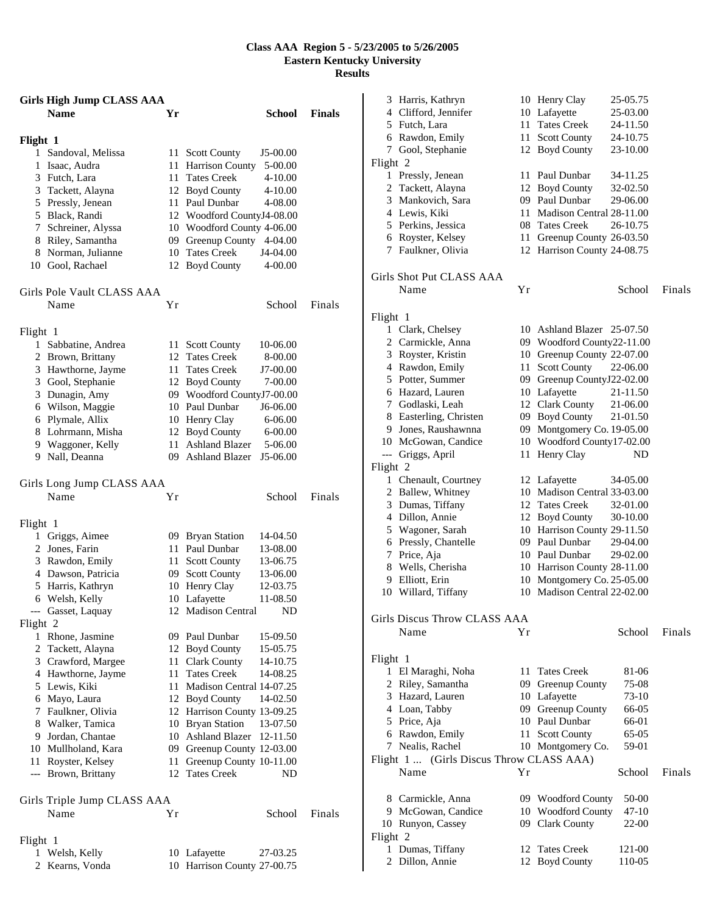# Class AAA Region 5 - 5/23/2005 to 5/26/2005
## Eastern Kentucky University
## Results

### Girls High Jump CLASS AAA

| | Name | Yr | School | Finals |
|---|---|---|---|---|
| **Flight 1** | | | | |
| 1 | Sandoval, Melissa | 11 | Scott County | J5-00.00 |
| 1 | Isaac, Audra | 11 | Harrison County | 5-00.00 |
| 3 | Futch, Lara | 11 | Tates Creek | 4-10.00 |
| 3 | Tackett, Alayna | 12 | Boyd County | 4-10.00 |
| 5 | Pressly, Jenean | 11 | Paul Dunbar | 4-08.00 |
| 5 | Black, Randi | 12 | Woodford County | J4-08.00 |
| 7 | Schreiner, Alyssa | 10 | Woodford County | 4-06.00 |
| 8 | Riley, Samantha | 09 | Greenup County | 4-04.00 |
| 8 | Norman, Julianne | 10 | Tates Creek | J4-04.00 |
| 10 | Gool, Rachael | 12 | Boyd County | 4-00.00 |

### Girls Pole Vault CLASS AAA

| | Name | Yr | School | Finals |
|---|---|---|---|---|
| Flight 1 | | | | |
| 1 | Sabbatine, Andrea | 11 | Scott County | 10-06.00 |
| 2 | Brown, Brittany | 12 | Tates Creek | 8-00.00 |
| 3 | Hawthorne, Jayme | 11 | Tates Creek | J7-00.00 |
| 3 | Gool, Stephanie | 12 | Boyd County | 7-00.00 |
| 3 | Dunagin, Amy | 09 | Woodford County | J7-00.00 |
| 6 | Wilson, Maggie | 10 | Paul Dunbar | J6-06.00 |
| 6 | Plymale, Allix | 10 | Henry Clay | 6-06.00 |
| 8 | Lohrmann, Misha | 12 | Boyd County | 6-00.00 |
| 9 | Waggoner, Kelly | 11 | Ashland Blazer | 5-06.00 |
| 9 | Nall, Deanna | 09 | Ashland Blazer | J5-06.00 |

### Girls Long Jump CLASS AAA

| | Name | Yr | School | Finals |
|---|---|---|---|---|
| Flight 1 | | | | |
| 1 | Griggs, Aimee | 09 | Bryan Station | 14-04.50 |
| 2 | Jones, Farin | 11 | Paul Dunbar | 13-08.00 |
| 3 | Rawdon, Emily | 11 | Scott County | 13-06.75 |
| 4 | Dawson, Patricia | 09 | Scott County | 13-06.00 |
| 5 | Harris, Kathryn | 10 | Henry Clay | 12-03.75 |
| 6 | Welsh, Kelly | 10 | Lafayette | 11-08.50 |
| --- | Gasset, Laquay | 12 | Madison Central | ND |
| Flight 2 | | | | |
| 1 | Rhone, Jasmine | 09 | Paul Dunbar | 15-09.50 |
| 2 | Tackett, Alayna | 12 | Boyd County | 15-05.75 |
| 3 | Crawford, Margee | 11 | Clark County | 14-10.75 |
| 4 | Hawthorne, Jayme | 11 | Tates Creek | 14-08.25 |
| 5 | Lewis, Kiki | 11 | Madison Central | 14-07.25 |
| 6 | Mayo, Laura | 12 | Boyd County | 14-02.50 |
| 7 | Faulkner, Olivia | 12 | Harrison County | 13-09.25 |
| 8 | Walker, Tamica | 10 | Bryan Station | 13-07.50 |
| 9 | Jordan, Chantae | 10 | Ashland Blazer | 12-11.50 |
| 10 | Mullholand, Kara | 09 | Greenup County | 12-03.00 |
| 11 | Royster, Kelsey | 11 | Greenup County | 10-11.00 |
| --- | Brown, Brittany | 12 | Tates Creek | ND |

### Girls Triple Jump CLASS AAA

| | Name | Yr | School | Finals |
|---|---|---|---|---|
| Flight 1 | | | | |
| 1 | Welsh, Kelly | 10 | Lafayette | 27-03.25 |
| 2 | Kearns, Vonda | 10 | Harrison County | 27-00.75 |
| 3 | Harris, Kathryn | 10 | Henry Clay | 25-05.75 |
| 4 | Clifford, Jennifer | 10 | Lafayette | 25-03.00 |
| 5 | Futch, Lara | 11 | Tates Creek | 24-11.50 |
| 6 | Rawdon, Emily | 11 | Scott County | 24-10.75 |
| 7 | Gool, Stephanie | 12 | Boyd County | 23-10.00 |
| Flight 2 | | | | |
| 1 | Pressly, Jenean | 11 | Paul Dunbar | 34-11.25 |
| 2 | Tackett, Alayna | 12 | Boyd County | 32-02.50 |
| 3 | Mankovich, Sara | 09 | Paul Dunbar | 29-06.00 |
| 4 | Lewis, Kiki | 11 | Madison Central | 28-11.00 |
| 5 | Perkins, Jessica | 08 | Tates Creek | 26-10.75 |
| 6 | Royster, Kelsey | 11 | Greenup County | 26-03.50 |
| 7 | Faulkner, Olivia | 12 | Harrison County | 24-08.75 |

### Girls Shot Put CLASS AAA

| | Name | Yr | School | Finals |
|---|---|---|---|---|
| Flight 1 | | | | |
| 1 | Clark, Chelsey | 10 | Ashland Blazer | 25-07.50 |
| 2 | Carmickle, Anna | 09 | Woodford County | 22-11.00 |
| 3 | Royster, Kristin | 10 | Greenup County | 22-07.00 |
| 4 | Rawdon, Emily | 11 | Scott County | 22-06.00 |
| 5 | Potter, Summer | 09 | Greenup County | J22-02.00 |
| 6 | Hazard, Lauren | 10 | Lafayette | 21-11.50 |
| 7 | Godlaski, Leah | 12 | Clark County | 21-06.00 |
| 8 | Easterling, Christen | 09 | Boyd County | 21-01.50 |
| 9 | Jones, Raushawnna | 09 | Montgomery Co. | 19-05.00 |
| 10 | McGowan, Candice | 10 | Woodford County | 17-02.00 |
| --- | Griggs, April | 11 | Henry Clay | ND |
| Flight 2 | | | | |
| 1 | Chenault, Courtney | 12 | Lafayette | 34-05.00 |
| 2 | Ballew, Whitney | 10 | Madison Central | 33-03.00 |
| 3 | Dumas, Tiffany | 12 | Tates Creek | 32-01.00 |
| 4 | Dillon, Annie | 12 | Boyd County | 30-10.00 |
| 5 | Wagoner, Sarah | 10 | Harrison County | 29-11.50 |
| 6 | Pressly, Chantelle | 09 | Paul Dunbar | 29-04.00 |
| 7 | Price, Aja | 10 | Paul Dunbar | 29-02.00 |
| 8 | Wells, Cherisha | 10 | Harrison County | 28-11.00 |
| 9 | Elliott, Erin | 10 | Montgomery Co. | 25-05.00 |
| 10 | Willard, Tiffany | 10 | Madison Central | 22-02.00 |

### Girls Discus Throw CLASS AAA

| | Name | Yr | School | Finals |
|---|---|---|---|---|
| Flight 1 | | | | |
| 1 | El Maraghi, Noha | 11 | Tates Creek | 81-06 |
| 2 | Riley, Samantha | 09 | Greenup County | 75-08 |
| 3 | Hazard, Lauren | 10 | Lafayette | 73-10 |
| 4 | Loan, Tabby | 09 | Greenup County | 66-05 |
| 5 | Price, Aja | 10 | Paul Dunbar | 66-01 |
| 6 | Rawdon, Emily | 11 | Scott County | 65-05 |
| 7 | Nealis, Rachel | 10 | Montgomery Co. | 59-01 |
| 8 | Carmickle, Anna | 09 | Woodford County | 50-00 |
| 9 | McGowan, Candice | 10 | Woodford County | 47-10 |
| 10 | Runyon, Cassey | 09 | Clark County | 22-00 |
| Flight 2 | | | | |
| 1 | Dumas, Tiffany | 12 | Tates Creek | 121-00 |
| 2 | Dillon, Annie | 12 | Boyd County | 110-05 |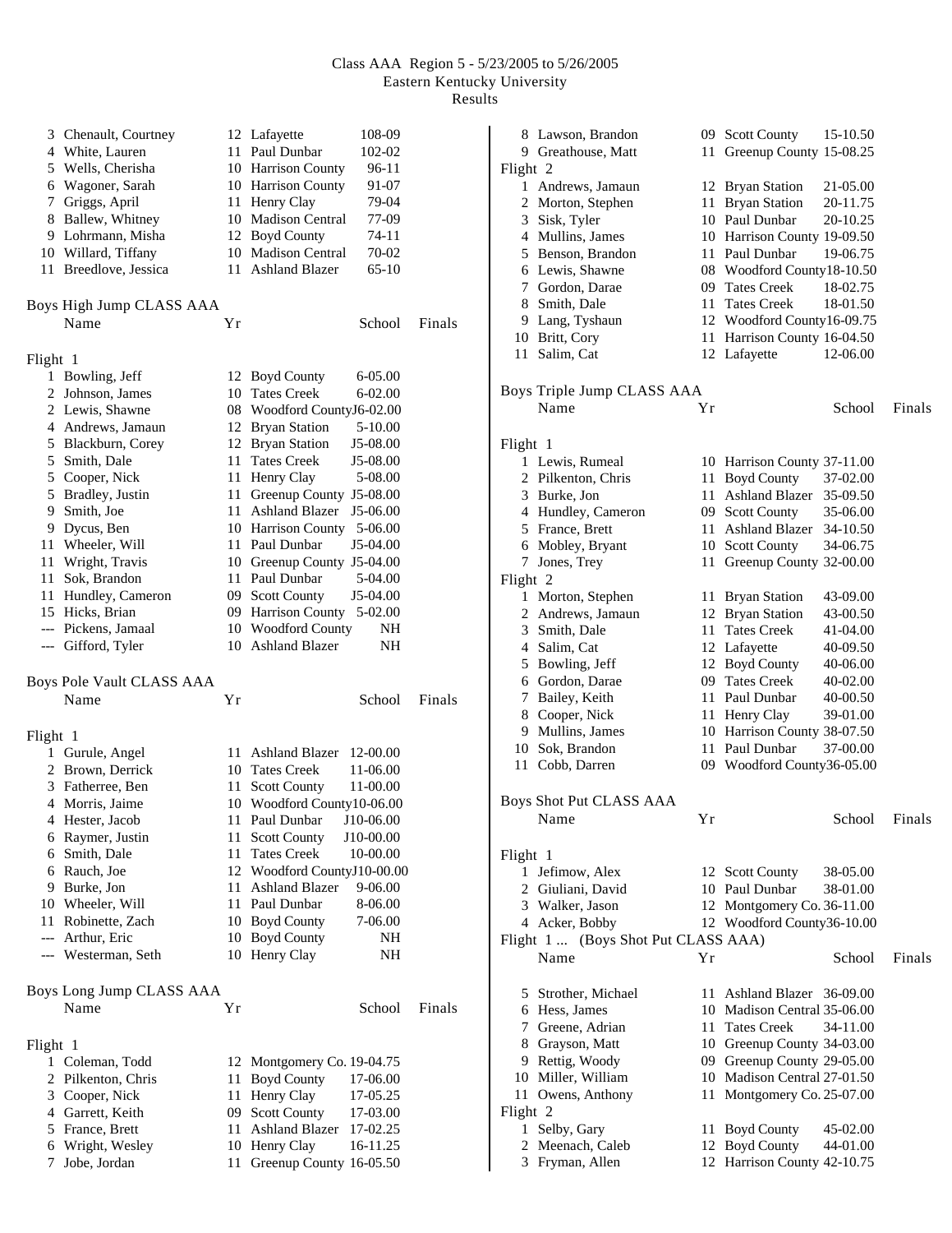Class AAA Region 5 - 5/23/2005 to 5/26/2005
Eastern Kentucky University
Results

| | Name | Yr | School | Finals |
|---|---|---|---|---|
| 3 | Chenault, Courtney | 12 | Lafayette | 108-09 |
| 4 | White, Lauren | 11 | Paul Dunbar | 102-02 |
| 5 | Wells, Cherisha | 10 | Harrison County | 96-11 |
| 6 | Wagoner, Sarah | 10 | Harrison County | 91-07 |
| 7 | Griggs, April | 11 | Henry Clay | 79-04 |
| 8 | Ballew, Whitney | 10 | Madison Central | 77-09 |
| 9 | Lohrmann, Misha | 12 | Boyd County | 74-11 |
| 10 | Willard, Tiffany | 10 | Madison Central | 70-02 |
| 11 | Breedlove, Jessica | 11 | Ashland Blazer | 65-10 |

## Boys High Jump CLASS AAA

| | Name | Yr | School | Finals |
|---|---|---|---|---|
| **Flight 1** | | | | |
| 1 | Bowling, Jeff | 12 | Boyd County | 6-05.00 |
| 2 | Johnson, James | 10 | Tates Creek | 6-02.00 |
| 2 | Lewis, Shawne | 08 | Woodford County | J6-02.00 |
| 4 | Andrews, Jamaun | 12 | Bryan Station | 5-10.00 |
| 5 | Blackburn, Corey | 12 | Bryan Station | J5-08.00 |
| 5 | Smith, Dale | 11 | Tates Creek | J5-08.00 |
| 5 | Cooper, Nick | 11 | Henry Clay | 5-08.00 |
| 5 | Bradley, Justin | 11 | Greenup County | J5-08.00 |
| 9 | Smith, Joe | 11 | Ashland Blazer | J5-06.00 |
| 9 | Dycus, Ben | 10 | Harrison County | 5-06.00 |
| 11 | Wheeler, Will | 11 | Paul Dunbar | J5-04.00 |
| 11 | Wright, Travis | 10 | Greenup County | J5-04.00 |
| 11 | Sok, Brandon | 11 | Paul Dunbar | 5-04.00 |
| 11 | Hundley, Cameron | 09 | Scott County | J5-04.00 |
| 15 | Hicks, Brian | 09 | Harrison County | 5-02.00 |
| --- | Pickens, Jamaal | 10 | Woodford County | NH |
| --- | Gifford, Tyler | 10 | Ashland Blazer | NH |

## Boys Pole Vault CLASS AAA

| | Name | Yr | School | Finals |
|---|---|---|---|---|
| **Flight 1** | | | | |
| 1 | Gurule, Angel | 11 | Ashland Blazer | 12-00.00 |
| 2 | Brown, Derrick | 10 | Tates Creek | 11-06.00 |
| 3 | Fatherree, Ben | 11 | Scott County | 11-00.00 |
| 4 | Morris, Jaime | 10 | Woodford County | 10-06.00 |
| 4 | Hester, Jacob | 11 | Paul Dunbar | J10-06.00 |
| 6 | Raymer, Justin | 11 | Scott County | J10-00.00 |
| 6 | Smith, Dale | 11 | Tates Creek | 10-00.00 |
| 6 | Rauch, Joe | 12 | Woodford County | J10-00.00 |
| 9 | Burke, Jon | 11 | Ashland Blazer | 9-06.00 |
| 10 | Wheeler, Will | 11 | Paul Dunbar | 8-06.00 |
| 11 | Robinette, Zach | 10 | Boyd County | 7-06.00 |
| --- | Arthur, Eric | 10 | Boyd County | NH |
| --- | Westerman, Seth | 10 | Henry Clay | NH |

## Boys Long Jump CLASS AAA

| | Name | Yr | School | Finals |
|---|---|---|---|---|
| **Flight 1** | | | | |
| 1 | Coleman, Todd | 12 | Montgomery Co. | 19-04.75 |
| 2 | Pilkenton, Chris | 11 | Boyd County | 17-06.00 |
| 3 | Cooper, Nick | 11 | Henry Clay | 17-05.25 |
| 4 | Garrett, Keith | 09 | Scott County | 17-03.00 |
| 5 | France, Brett | 11 | Ashland Blazer | 17-02.25 |
| 6 | Wright, Wesley | 10 | Henry Clay | 16-11.25 |
| 7 | Jobe, Jordan | 11 | Greenup County | 16-05.50 |
| 8 | Lawson, Brandon | 09 | Scott County | 15-10.50 |
| 9 | Greathouse, Matt | 11 | Greenup County | 15-08.25 |
| **Flight 2** | | | | |
| 1 | Andrews, Jamaun | 12 | Bryan Station | 21-05.00 |
| 2 | Morton, Stephen | 11 | Bryan Station | 20-11.75 |
| 3 | Sisk, Tyler | 10 | Paul Dunbar | 20-10.25 |
| 4 | Mullins, James | 10 | Harrison County | 19-09.50 |
| 5 | Benson, Brandon | 11 | Paul Dunbar | 19-06.75 |
| 6 | Lewis, Shawne | 08 | Woodford County | 18-10.50 |
| 7 | Gordon, Darae | 09 | Tates Creek | 18-02.75 |
| 8 | Smith, Dale | 11 | Tates Creek | 18-01.50 |
| 9 | Lang, Tyshaun | 12 | Woodford County | 16-09.75 |
| 10 | Britt, Cory | 11 | Harrison County | 16-04.50 |
| 11 | Salim, Cat | 12 | Lafayette | 12-06.00 |

## Boys Triple Jump CLASS AAA

| | Name | Yr | School | Finals |
|---|---|---|---|---|
| **Flight 1** | | | | |
| 1 | Lewis, Rumeal | 10 | Harrison County | 37-11.00 |
| 2 | Pilkenton, Chris | 11 | Boyd County | 37-02.00 |
| 3 | Burke, Jon | 11 | Ashland Blazer | 35-09.50 |
| 4 | Hundley, Cameron | 09 | Scott County | 35-06.00 |
| 5 | France, Brett | 11 | Ashland Blazer | 34-10.50 |
| 6 | Mobley, Bryant | 10 | Scott County | 34-06.75 |
| 7 | Jones, Trey | 11 | Greenup County | 32-00.00 |
| **Flight 2** | | | | |
| 1 | Morton, Stephen | 11 | Bryan Station | 43-09.00 |
| 2 | Andrews, Jamaun | 12 | Bryan Station | 43-00.50 |
| 3 | Smith, Dale | 11 | Tates Creek | 41-04.00 |
| 4 | Salim, Cat | 12 | Lafayette | 40-09.50 |
| 5 | Bowling, Jeff | 12 | Boyd County | 40-06.00 |
| 6 | Gordon, Darae | 09 | Tates Creek | 40-02.00 |
| 7 | Bailey, Keith | 11 | Paul Dunbar | 40-00.50 |
| 8 | Cooper, Nick | 11 | Henry Clay | 39-01.00 |
| 9 | Mullins, James | 10 | Harrison County | 38-07.50 |
| 10 | Sok, Brandon | 11 | Paul Dunbar | 37-00.00 |
| 11 | Cobb, Darren | 09 | Woodford County | 36-05.00 |

## Boys Shot Put CLASS AAA

| | Name | Yr | School | Finals |
|---|---|---|---|---|
| **Flight 1** | | | | |
| 1 | Jefimow, Alex | 12 | Scott County | 38-05.00 |
| 2 | Giuliani, David | 10 | Paul Dunbar | 38-01.00 |
| 3 | Walker, Jason | 12 | Montgomery Co. | 36-11.00 |
| 4 | Acker, Bobby | 12 | Woodford County | 36-10.00 |

Flight 1 ... (Boys Shot Put CLASS AAA)

| | Name | Yr | School | Finals |
|---|---|---|---|---|
| 5 | Strother, Michael | 11 | Ashland Blazer | 36-09.00 |
| 6 | Hess, James | 10 | Madison Central | 35-06.00 |
| 7 | Greene, Adrian | 11 | Tates Creek | 34-11.00 |
| 8 | Grayson, Matt | 10 | Greenup County | 34-03.00 |
| 9 | Rettig, Woody | 09 | Greenup County | 29-05.00 |
| 10 | Miller, William | 10 | Madison Central | 27-01.50 |
| 11 | Owens, Anthony | 11 | Montgomery Co. | 25-07.00 |
| **Flight 2** | | | | |
| 1 | Selby, Gary | 11 | Boyd County | 45-02.00 |
| 2 | Meenach, Caleb | 12 | Boyd County | 44-01.00 |
| 3 | Fryman, Allen | 12 | Harrison County | 42-10.75 |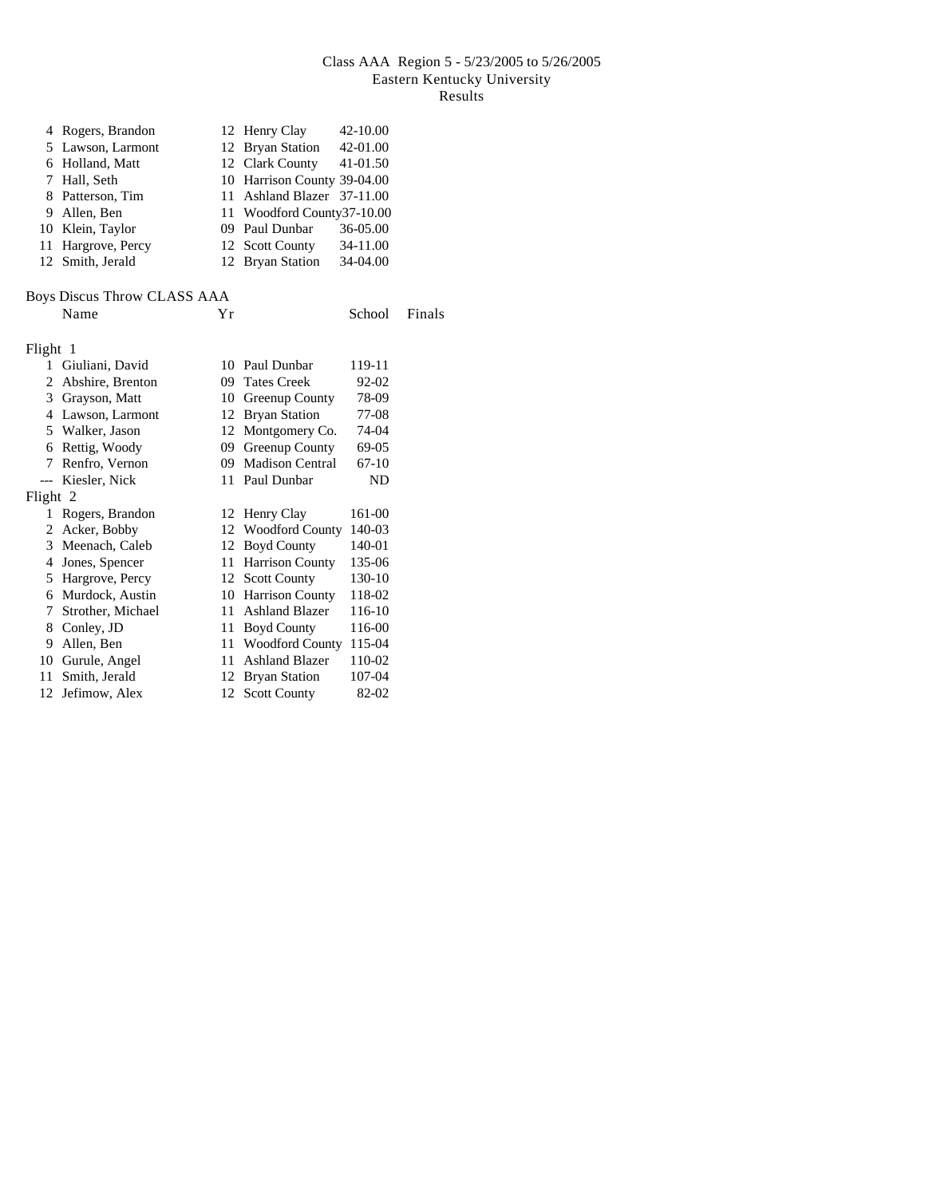Class AAA Region 5 - 5/23/2005 to 5/26/2005
Eastern Kentucky University
Results

| | | | | |
|---|---|---|---|---|
| 4 | Rogers, Brandon | 12 | Henry Clay | 42-10.00 |
| 5 | Lawson, Larmont | 12 | Bryan Station | 42-01.00 |
| 6 | Holland, Matt | 12 | Clark County | 41-01.50 |
| 7 | Hall, Seth | 10 | Harrison County | 39-04.00 |
| 8 | Patterson, Tim | 11 | Ashland Blazer | 37-11.00 |
| 9 | Allen, Ben | 11 | Woodford County | 37-10.00 |
| 10 | Klein, Taylor | 09 | Paul Dunbar | 36-05.00 |
| 11 | Hargrove, Percy | 12 | Scott County | 34-11.00 |
| 12 | Smith, Jerald | 12 | Bryan Station | 34-04.00 |

## Boys Discus Throw CLASS AAA

| | Name | Yr | School | Finals |
|---|---|---|---|---|
| **Flight 1** | | | | |
| 1 | Giuliani, David | 10 | Paul Dunbar | 119-11 |
| 2 | Abshire, Brenton | 09 | Tates Creek | 92-02 |
| 3 | Grayson, Matt | 10 | Greenup County | 78-09 |
| 4 | Lawson, Larmont | 12 | Bryan Station | 77-08 |
| 5 | Walker, Jason | 12 | Montgomery Co. | 74-04 |
| 6 | Rettig, Woody | 09 | Greenup County | 69-05 |
| 7 | Renfro, Vernon | 09 | Madison Central | 67-10 |
| --- | Kiesler, Nick | 11 | Paul Dunbar | ND |
| **Flight 2** | | | | |
| 1 | Rogers, Brandon | 12 | Henry Clay | 161-00 |
| 2 | Acker, Bobby | 12 | Woodford County | 140-03 |
| 3 | Meenach, Caleb | 12 | Boyd County | 140-01 |
| 4 | Jones, Spencer | 11 | Harrison County | 135-06 |
| 5 | Hargrove, Percy | 12 | Scott County | 130-10 |
| 6 | Murdock, Austin | 10 | Harrison County | 118-02 |
| 7 | Strother, Michael | 11 | Ashland Blazer | 116-10 |
| 8 | Conley, JD | 11 | Boyd County | 116-00 |
| 9 | Allen, Ben | 11 | Woodford County | 115-04 |
| 10 | Gurule, Angel | 11 | Ashland Blazer | 110-02 |
| 11 | Smith, Jerald | 12 | Bryan Station | 107-04 |
| 12 | Jefimow, Alex | 12 | Scott County | 82-02 |